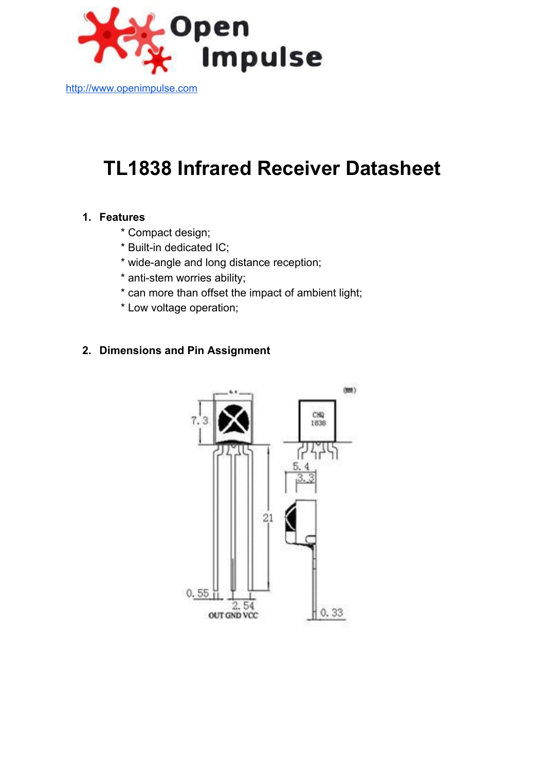http://www.openimpulse.com

# TL1838 Infrared Receiver Datasheet

## 1. Features

* Compact design;
* Built-in dedicated IC;
* wide-angle and long distance reception;
* anti-stem worries ability;
* can more than offset the impact of ambient light;
* Low voltage operation;

## 2. Dimensions and Pin Assignment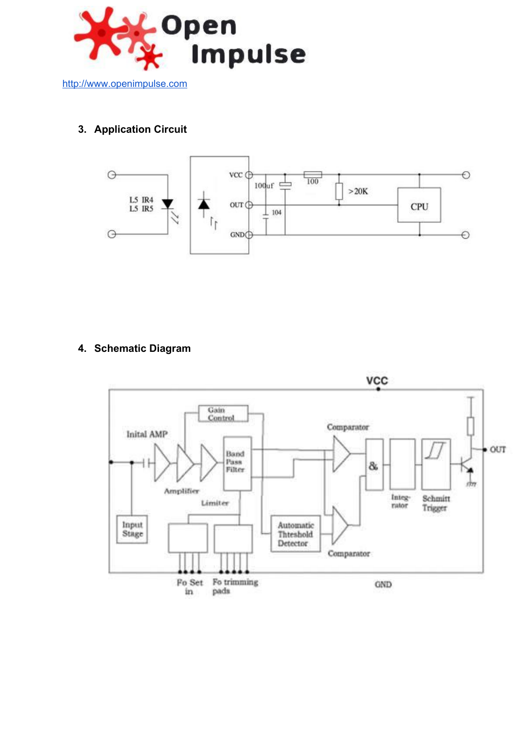http://www.openimpulse.com

### 3. Application Circuit

### 4. Schematic Diagram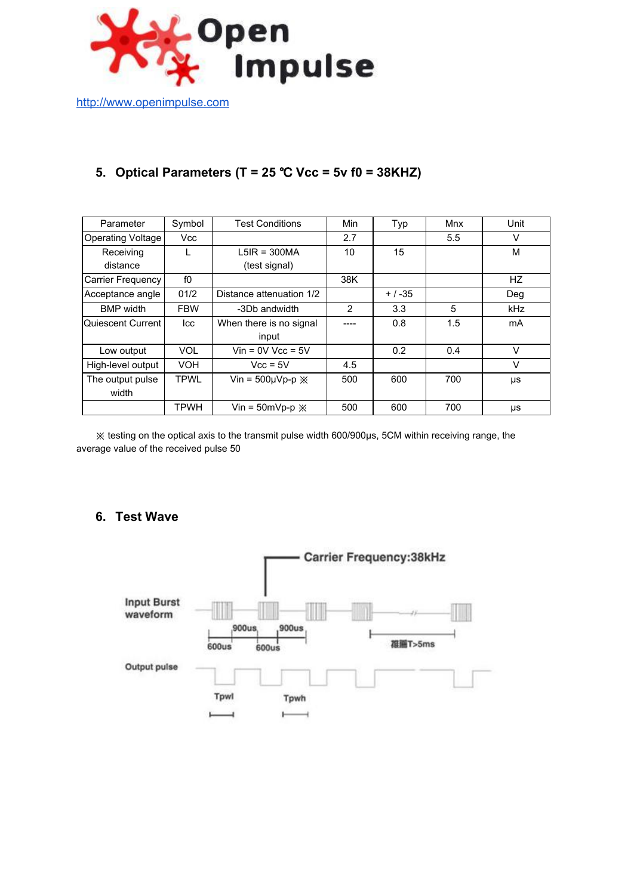http://www.openimpulse.com

## 5. Optical Parameters (T = 25 ℃ Vcc = 5v f0 = 38KHZ)

| Parameter | Symbol | Test Conditions | Min | Typ | Mnx | Unit |
|---|---|---|---|---|---|---|
| Operating Voltage | Vcc | | 2.7 | | 5.5 | V |
| Receiving distance | L | L5IR = 300MA (test signal) | 10 | 15 | | M |
| Carrier Frequency | f0 | | 38K | | | HZ |
| Acceptance angle | 01/2 | Distance attenuation 1/2 | | + / -35 | | Deg |
| BMP width | FBW | -3Db andwidth | 2 | 3.3 | 5 | kHz |
| Quiescent Current | Icc | When there is no signal input | ---- | 0.8 | 1.5 | mA |
| Low output | VOL | Vin = 0V Vcc = 5V | | 0.2 | 0.4 | V |
| High-level output | VOH | Vcc = 5V | 4.5 | | | V |
| The output pulse width | TPWL | Vin = 500μVp-p ※ | 500 | 600 | 700 | μs |
| | TPWH | Vin = 50mVp-p ※ | 500 | 600 | 700 | μs |

※ testing on the optical axis to the transmit pulse width 600/900μs, 5CM within receiving range, the average value of the received pulse 50

## 6. Test Wave

Carrier Frequency:38kHz

Input Burst waveform

900us 900us

600us 600us

T>5ms

Output pulse

Tpwl Tpwh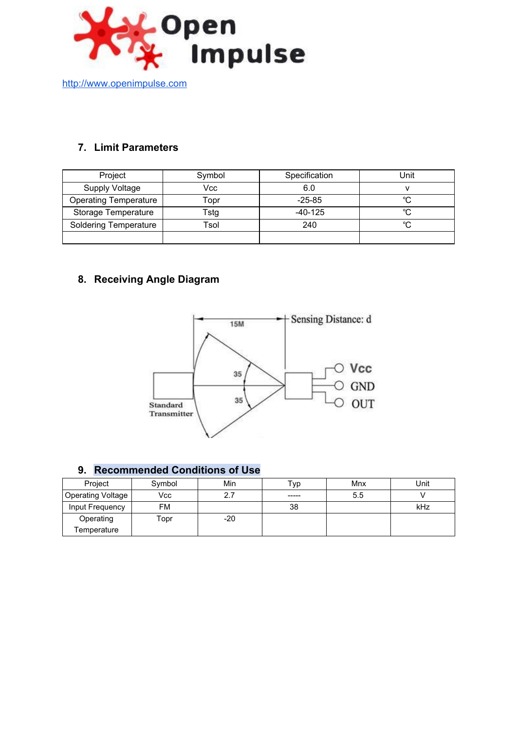http://www.openimpulse.com

## 7. Limit Parameters

| Project | Symbol | Specification | Unit |
|---|---|---|---|
| Supply Voltage | Vcc | 6.0 | v |
| Operating Temperature | Topr | -25-85 | ℃ |
| Storage Temperature | Tstg | -40-125 | ℃ |
| Soldering Temperature | Tsol | 240 | ℃ |
| | | | |

## 8. Receiving Angle Diagram

15M

Sensing Distance: d

35

35

Standard Transmitter

Vcc

GND

OUT

## 9. Recommended Conditions of Use

| Project | Symbol | Min | Typ | Mnx | Unit |
|---|---|---|---|---|---|
| Operating Voltage | Vcc | 2.7 | ----- | 5.5 | V |
| Input Frequency | FM | | 38 | | kHz |
| Operating Temperature | Topr | -20 | | | |